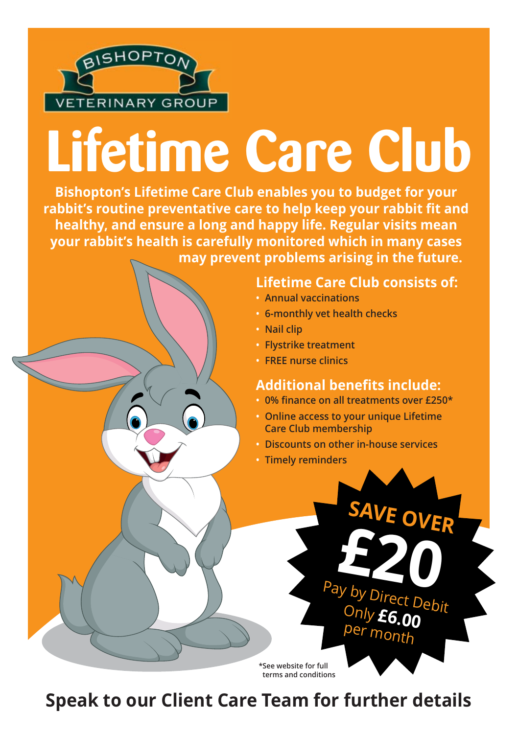BISHOPTON VETERINARY GROUP

# Lifetime Care Club

**Bishopton's Lifetime Care Club enables you to budget for your rabbit's routine preventative care to help keep your rabbit fit and healthy, and ensure a long and happy life. Regular visits mean your rabbit's health is carefully monitored which in many cases may prevent problems arising in the future.**

## Lifetime Care Club consists of:

- Annual vaccinations
- 6-monthly vet health checks
- Nail clip
- Flystrike treatment
- FREE nurse clinics

## Additional benefits include:

- 0% finance on all treatments over £250*
- Online access to your unique Lifetime Care Club membership
- Discounts on other in-house services
- Timely reminders

**SAVE OVER £20**

Pay by Direct Debit
Only **£6.00** per month

*See website for full terms and conditions

**Speak to our Client Care Team for further details**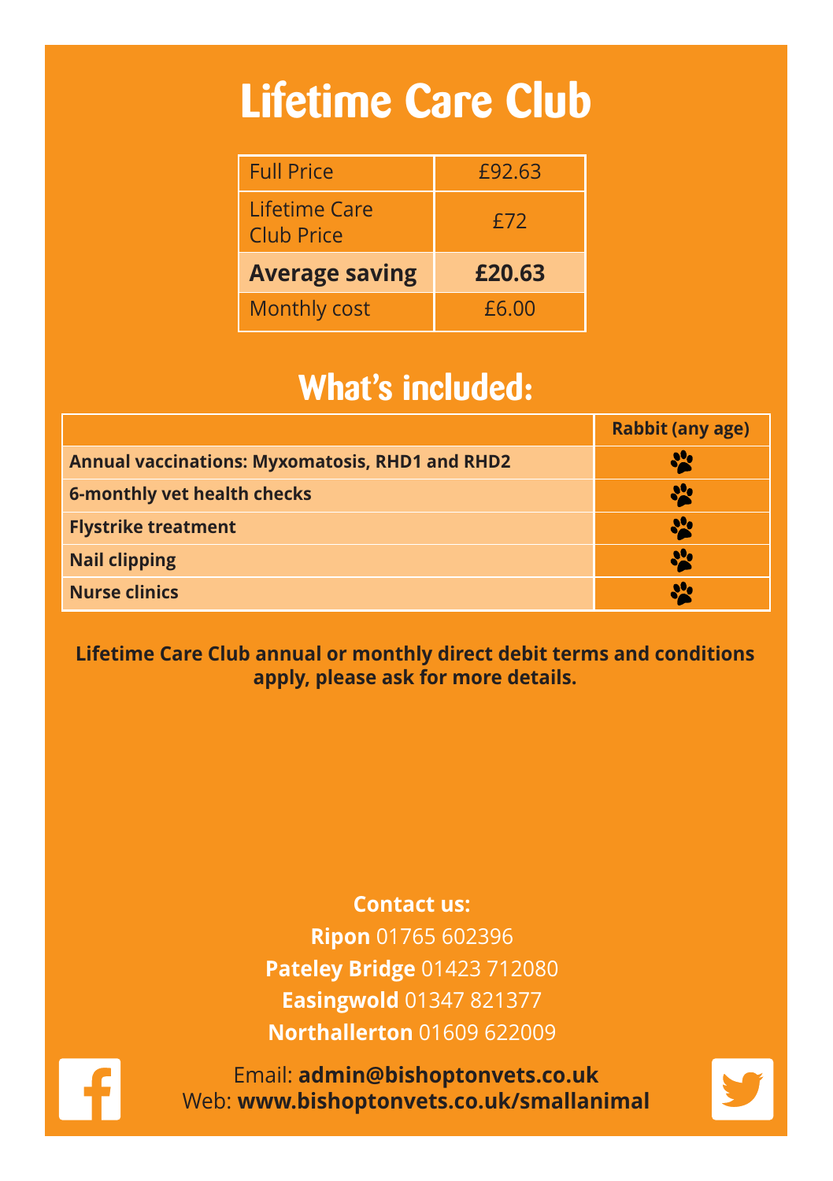# Lifetime Care Club

| | |
|---|---|
| Full Price | £92.63 |
| Lifetime Care Club Price | £72 |
| **Average saving** | **£20.63** |
| Monthly cost | £6.00 |

## What's included:

| | **Rabbit (any age)** |
|---|---|
| **Annual vaccinations: Myxomatosis, RHD1 and RHD2** | 🐾 |
| **6-monthly vet health checks** | 🐾 |
| **Flystrike treatment** | 🐾 |
| **Nail clipping** | 🐾 |
| **Nurse clinics** | 🐾 |

**Lifetime Care Club annual or monthly direct debit terms and conditions apply, please ask for more details.**

**Contact us:**

**Ripon** 01765 602396

**Pateley Bridge** 01423 712080

**Easingwold** 01347 821377

**Northallerton** 01609 622009

Email: **admin@bishoptonvets.co.uk**

Web: **www.bishoptonvets.co.uk/smallanimal**